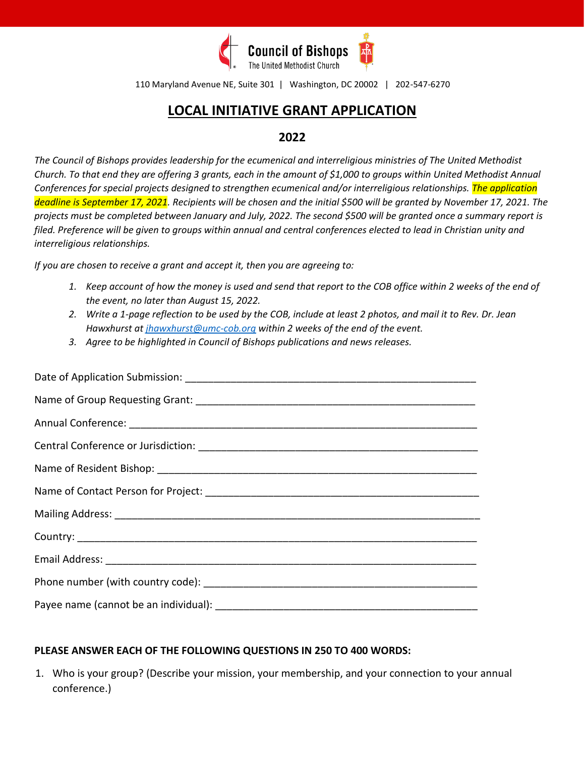Council of Bishops
The United Methodist Church

110 Maryland Avenue NE, Suite 301 | Washington, DC 20002 | 202-547-6270

# LOCAL INITIATIVE GRANT APPLICATION

## 2022

*The Council of Bishops provides leadership for the ecumenical and interreligious ministries of The United Methodist Church. To that end they are offering 3 grants, each in the amount of $1,000 to groups within United Methodist Annual Conferences for special projects designed to strengthen ecumenical and/or interreligious relationships. The application deadline is September 17, 2021. Recipients will be chosen and the initial $500 will be granted by November 17, 2021. The projects must be completed between January and July, 2022. The second $500 will be granted once a summary report is filed. Preference will be given to groups within annual and central conferences elected to lead in Christian unity and interreligious relationships.*

*If you are chosen to receive a grant and accept it, then you are agreeing to:*

1. *Keep account of how the money is used and send that report to the COB office within 2 weeks of the end of the event, no later than August 15, 2022.*
2. *Write a 1-page reflection to be used by the COB, include at least 2 photos, and mail it to Rev. Dr. Jean Hawxhurst at jhawxhurst@umc-cob.org within 2 weeks of the end of the event.*
3. *Agree to be highlighted in Council of Bishops publications and news releases.*

Date of Application Submission: ___________________________________________________

Name of Group Requesting Grant: __________________________________________________

Annual Conference: _______________________________________________________________

Central Conference or Jurisdiction: _________________________________________________

Name of Resident Bishop: _________________________________________________________

Name of Contact Person for Project: _________________________________________________

Mailing Address: ____________________________________________________________________

Country: ____________________________________________________________________________

Email Address: ______________________________________________________________________

Phone number (with country code): _________________________________________________

Payee name (cannot be an individual): ______________________________________________

**PLEASE ANSWER EACH OF THE FOLLOWING QUESTIONS IN 250 TO 400 WORDS:**

1. Who is your group? (Describe your mission, your membership, and your connection to your annual conference.)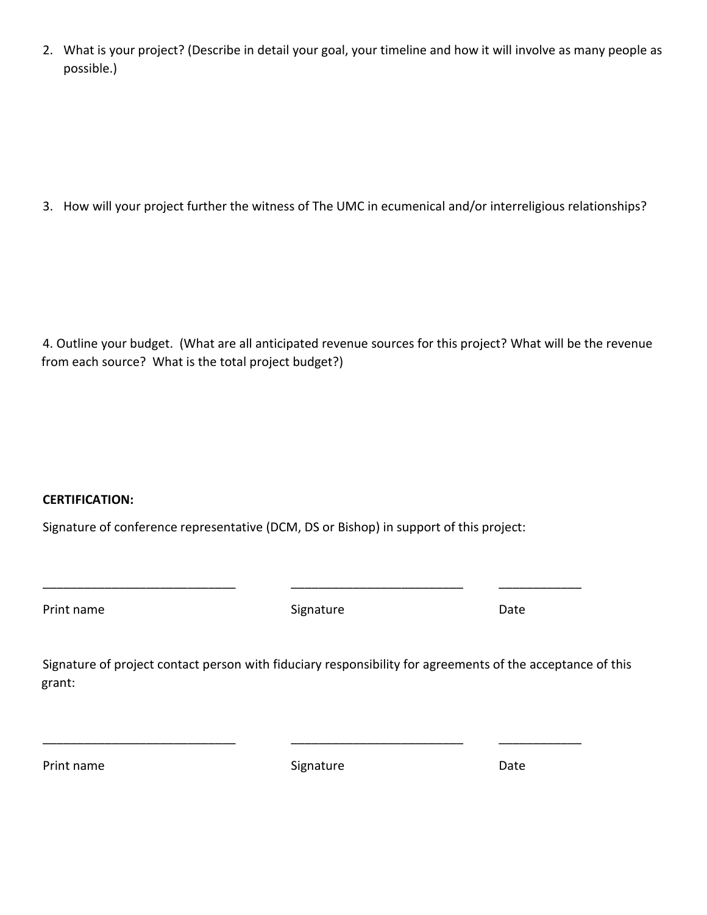2. What is your project? (Describe in detail your goal, your timeline and how it will involve as many people as possible.)

3. How will your project further the witness of The UMC in ecumenical and/or interreligious relationships?

4. Outline your budget. (What are all anticipated revenue sources for this project? What will be the revenue from each source? What is the total project budget?)

**CERTIFICATION:**

Signature of conference representative (DCM, DS or Bishop) in support of this project:

| | | |
|---|---|---|
| ____________________________ | __________________________ | ____________ |
| Print name | Signature | Date |

Signature of project contact person with fiduciary responsibility for agreements of the acceptance of this grant:

| | | |
|---|---|---|
| ____________________________ | __________________________ | ____________ |
| Print name | Signature | Date |